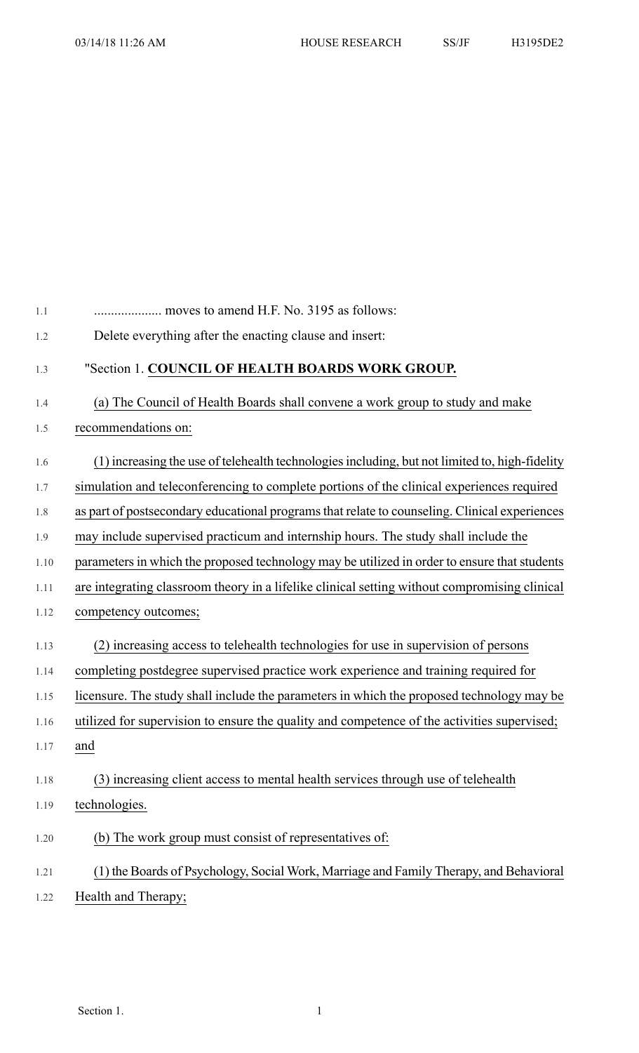.................... moves to amend H.F. No. 3195 as follows:

Delete everything after the enacting clause and insert:

"Section 1. **COUNCIL OF HEALTH BOARDS WORK GROUP.**

(a) The Council of Health Boards shall convene a work group to study and make recommendations on:

(1) increasing the use of telehealth technologies including, but not limited to, high-fidelity simulation and teleconferencing to complete portions of the clinical experiences required as part of postsecondary educational programs that relate to counseling. Clinical experiences may include supervised practicum and internship hours. The study shall include the parameters in which the proposed technology may be utilized in order to ensure that students are integrating classroom theory in a lifelike clinical setting without compromising clinical competency outcomes;

(2) increasing access to telehealth technologies for use in supervision of persons completing postdegree supervised practice work experience and training required for licensure. The study shall include the parameters in which the proposed technology may be utilized for supervision to ensure the quality and competence of the activities supervised; and

(3) increasing client access to mental health services through use of telehealth technologies.

(b) The work group must consist of representatives of:

(1) the Boards of Psychology, Social Work, Marriage and Family Therapy, and Behavioral Health and Therapy;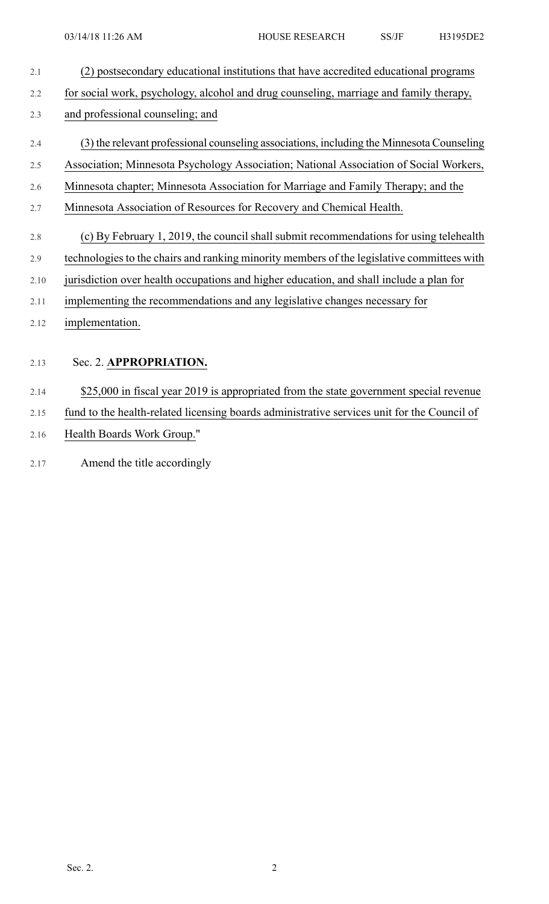(2) postsecondary educational institutions that have accredited educational programs for social work, psychology, alcohol and drug counseling, marriage and family therapy, and professional counseling; and

(3) the relevant professional counseling associations, including the Minnesota Counseling Association; Minnesota Psychology Association; National Association of Social Workers, Minnesota chapter; Minnesota Association for Marriage and Family Therapy; and the Minnesota Association of Resources for Recovery and Chemical Health.

(c) By February 1, 2019, the council shall submit recommendations for using telehealth technologies to the chairs and ranking minority members of the legislative committees with jurisdiction over health occupations and higher education, and shall include a plan for implementing the recommendations and any legislative changes necessary for implementation.

Sec. 2. **APPROPRIATION.**

$25,000 in fiscal year 2019 is appropriated from the state government special revenue fund to the health-related licensing boards administrative services unit for the Council of Health Boards Work Group."

Amend the title accordingly